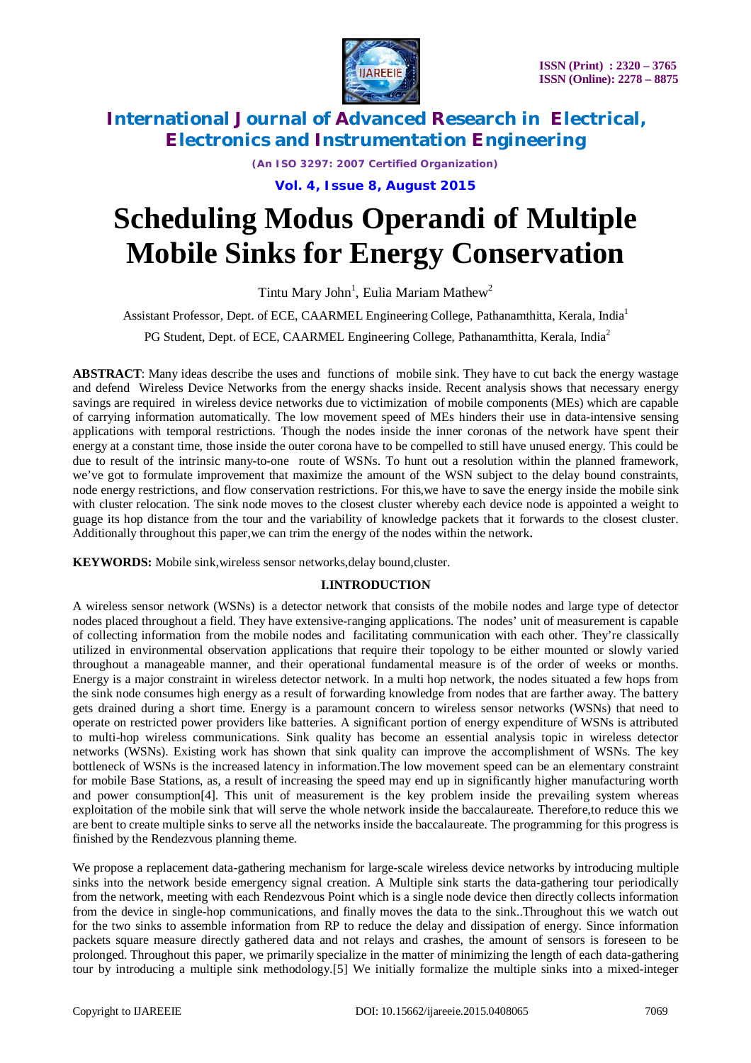# Scheduling Modus Operandi of Multiple Mobile Sinks for Energy Conservation

Tintu Mary John[1], Eulia Mariam Mathew[2]

Assistant Professor, Dept. of ECE, CAARMEL Engineering College, Pathanamthitta, Kerala, India[1]

PG Student, Dept. of ECE, CAARMEL Engineering College, Pathanamthitta, Kerala, India[2]

**ABSTRACT**: Many ideas describe the uses and functions of mobile sink. They have to cut back the energy wastage and defend Wireless Device Networks from the energy shacks inside. Recent analysis shows that necessary energy savings are required in wireless device networks due to victimization of mobile components (MEs) which are capable of carrying information automatically. The low movement speed of MEs hinders their use in data-intensive sensing applications with temporal restrictions. Though the nodes inside the inner coronas of the network have spent their energy at a constant time, those inside the outer corona have to be compelled to still have unused energy. This could be due to result of the intrinsic many-to-one route of WSNs. To hunt out a resolution within the planned framework, we've got to formulate improvement that maximize the amount of the WSN subject to the delay bound constraints, node energy restrictions, and flow conservation restrictions. For this,we have to save the energy inside the mobile sink with cluster relocation. The sink node moves to the closest cluster whereby each device node is appointed a weight to guage its hop distance from the tour and the variability of knowledge packets that it forwards to the closest cluster. Additionally throughout this paper,we can trim the energy of the nodes within the network**.**

**KEYWORDS:** Mobile sink,wireless sensor networks,delay bound,cluster.

## I.INTRODUCTION

A wireless sensor network (WSNs) is a detector network that consists of the mobile nodes and large type of detector nodes placed throughout a field. They have extensive-ranging applications. The nodes' unit of measurement is capable of collecting information from the mobile nodes and facilitating communication with each other. They're classically utilized in environmental observation applications that require their topology to be either mounted or slowly varied throughout a manageable manner, and their operational fundamental measure is of the order of weeks or months. Energy is a major constraint in wireless detector network. In a multi hop network, the nodes situated a few hops from the sink node consumes high energy as a result of forwarding knowledge from nodes that are farther away. The battery gets drained during a short time. Energy is a paramount concern to wireless sensor networks (WSNs) that need to operate on restricted power providers like batteries. A significant portion of energy expenditure of WSNs is attributed to multi-hop wireless communications. Sink quality has become an essential analysis topic in wireless detector networks (WSNs). Existing work has shown that sink quality can improve the accomplishment of WSNs. The key bottleneck of WSNs is the increased latency in information.The low movement speed can be an elementary constraint for mobile Base Stations, as, a result of increasing the speed may end up in significantly higher manufacturing worth and power consumption[4]. This unit of measurement is the key problem inside the prevailing system whereas exploitation of the mobile sink that will serve the whole network inside the baccalaureate. Therefore,to reduce this we are bent to create multiple sinks to serve all the networks inside the baccalaureate. The programming for this progress is finished by the Rendezvous planning theme.

We propose a replacement data-gathering mechanism for large-scale wireless device networks by introducing multiple sinks into the network beside emergency signal creation. A Multiple sink starts the data-gathering tour periodically from the network, meeting with each Rendezvous Point which is a single node device then directly collects information from the device in single-hop communications, and finally moves the data to the sink..Throughout this we watch out for the two sinks to assemble information from RP to reduce the delay and dissipation of energy. Since information packets square measure directly gathered data and not relays and crashes, the amount of sensors is foreseen to be prolonged. Throughout this paper, we primarily specialize in the matter of minimizing the length of each data-gathering tour by introducing a multiple sink methodology.[5] We initially formalize the multiple sinks into a mixed-integer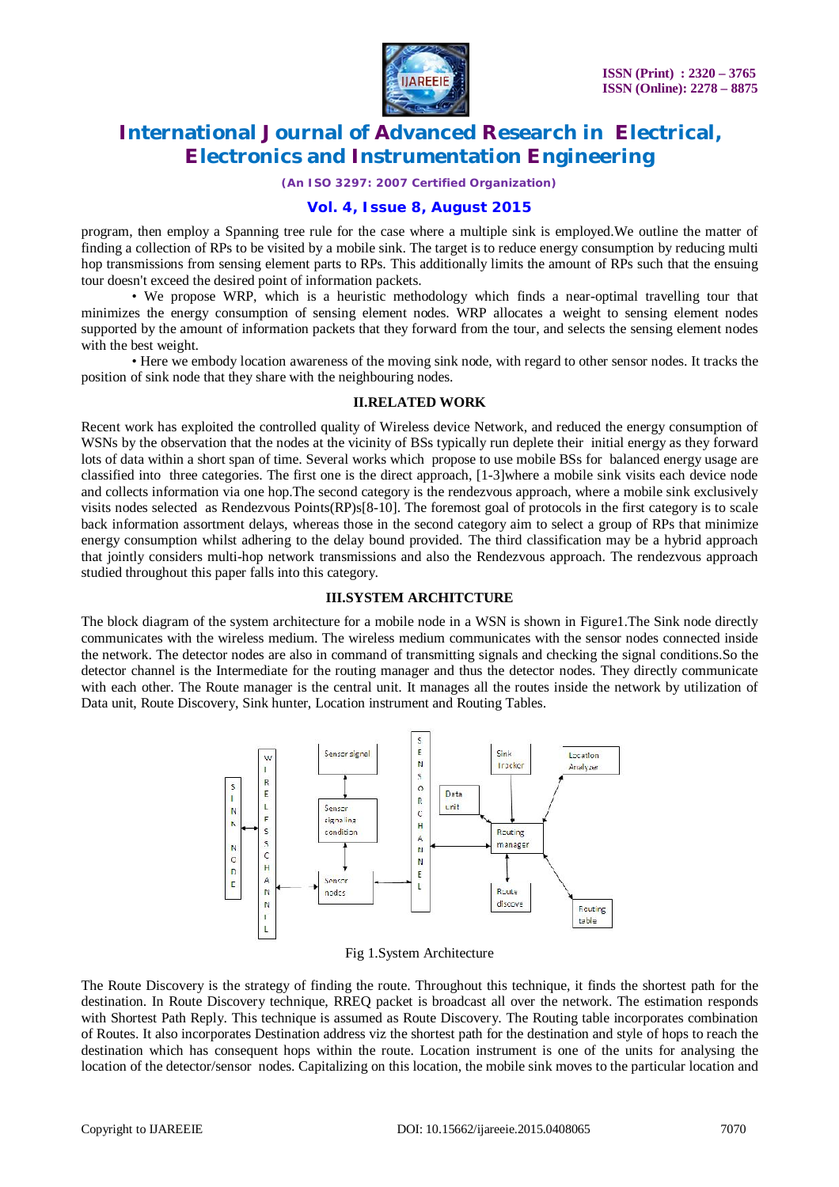program, then employ a Spanning tree rule for the case where a multiple sink is employed.We outline the matter of finding a collection of RPs to be visited by a mobile sink. The target is to reduce energy consumption by reducing multi hop transmissions from sensing element parts to RPs. This additionally limits the amount of RPs such that the ensuing tour doesn't exceed the desired point of information packets.

• We propose WRP, which is a heuristic methodology which finds a near-optimal travelling tour that minimizes the energy consumption of sensing element nodes. WRP allocates a weight to sensing element nodes supported by the amount of information packets that they forward from the tour, and selects the sensing element nodes with the best weight.

• Here we embody location awareness of the moving sink node, with regard to other sensor nodes. It tracks the position of sink node that they share with the neighbouring nodes.

## II.RELATED WORK

Recent work has exploited the controlled quality of Wireless device Network, and reduced the energy consumption of WSNs by the observation that the nodes at the vicinity of BSs typically run deplete their initial energy as they forward lots of data within a short span of time. Several works which propose to use mobile BSs for balanced energy usage are classified into three categories. The first one is the direct approach, [1-3]where a mobile sink visits each device node and collects information via one hop.The second category is the rendezvous approach, where a mobile sink exclusively visits nodes selected as Rendezvous Points(RP)s[8-10]. The foremost goal of protocols in the first category is to scale back information assortment delays, whereas those in the second category aim to select a group of RPs that minimize energy consumption whilst adhering to the delay bound provided. The third classification may be a hybrid approach that jointly considers multi-hop network transmissions and also the Rendezvous approach. The rendezvous approach studied throughout this paper falls into this category.

## III.SYSTEM ARCHITCTURE

The block diagram of the system architecture for a mobile node in a WSN is shown in Figure1.The Sink node directly communicates with the wireless medium. The wireless medium communicates with the sensor nodes connected inside the network. The detector nodes are also in command of transmitting signals and checking the signal conditions.So the detector channel is the Intermediate for the routing manager and thus the detector nodes. They directly communicate with each other. The Route manager is the central unit. It manages all the routes inside the network by utilization of Data unit, Route Discovery, Sink hunter, Location instrument and Routing Tables.

Fig 1.System Architecture

The Route Discovery is the strategy of finding the route. Throughout this technique, it finds the shortest path for the destination. In Route Discovery technique, RREQ packet is broadcast all over the network. The estimation responds with Shortest Path Reply. This technique is assumed as Route Discovery. The Routing table incorporates combination of Routes. It also incorporates Destination address viz the shortest path for the destination and style of hops to reach the destination which has consequent hops within the route. Location instrument is one of the units for analysing the location of the detector/sensor nodes. Capitalizing on this location, the mobile sink moves to the particular location and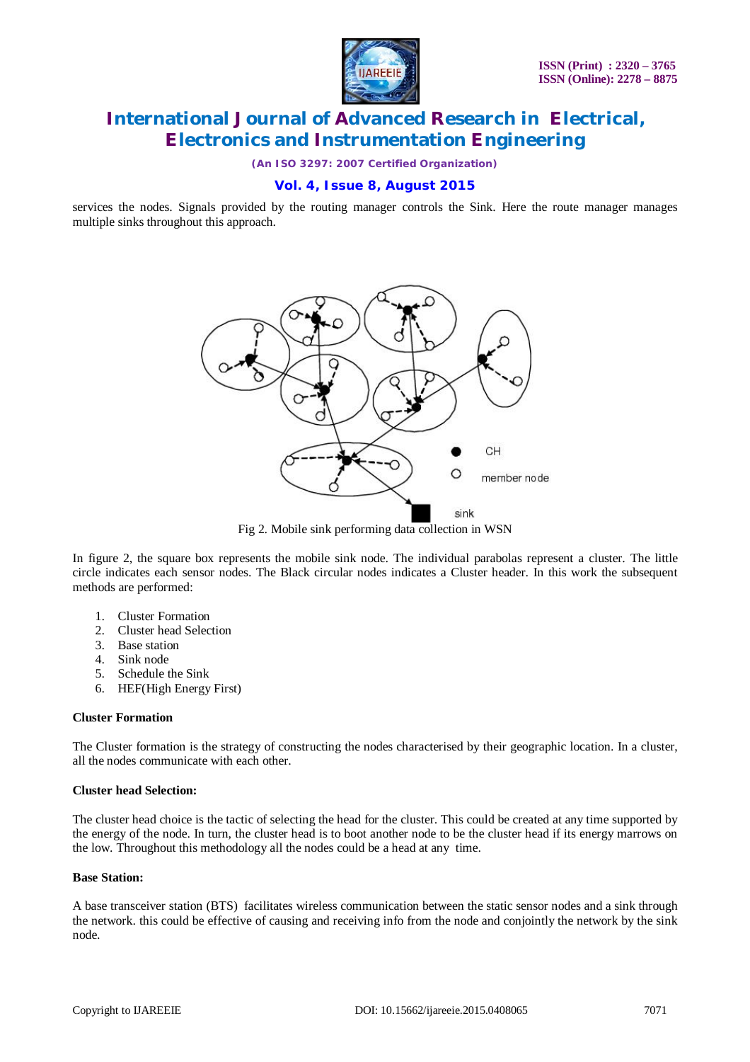services the nodes. Signals provided by the routing manager controls the Sink. Here the route manager manages multiple sinks throughout this approach.

Fig 2. Mobile sink performing data collection in WSN

In figure 2, the square box represents the mobile sink node. The individual parabolas represent a cluster. The little circle indicates each sensor nodes. The Black circular nodes indicates a Cluster header. In this work the subsequent methods are performed:

1. Cluster Formation
2. Cluster head Selection
3. Base station
4. Sink node
5. Schedule the Sink
6. HEF(High Energy First)

**Cluster Formation**

The Cluster formation is the strategy of constructing the nodes characterised by their geographic location. In a cluster, all the nodes communicate with each other.

**Cluster head Selection:**

The cluster head choice is the tactic of selecting the head for the cluster. This could be created at any time supported by the energy of the node. In turn, the cluster head is to boot another node to be the cluster head if its energy marrows on the low. Throughout this methodology all the nodes could be a head at any time.

**Base Station:**

A base transceiver station (BTS) facilitates wireless communication between the static sensor nodes and a sink through the network. this could be effective of causing and receiving info from the node and conjointly the network by the sink node.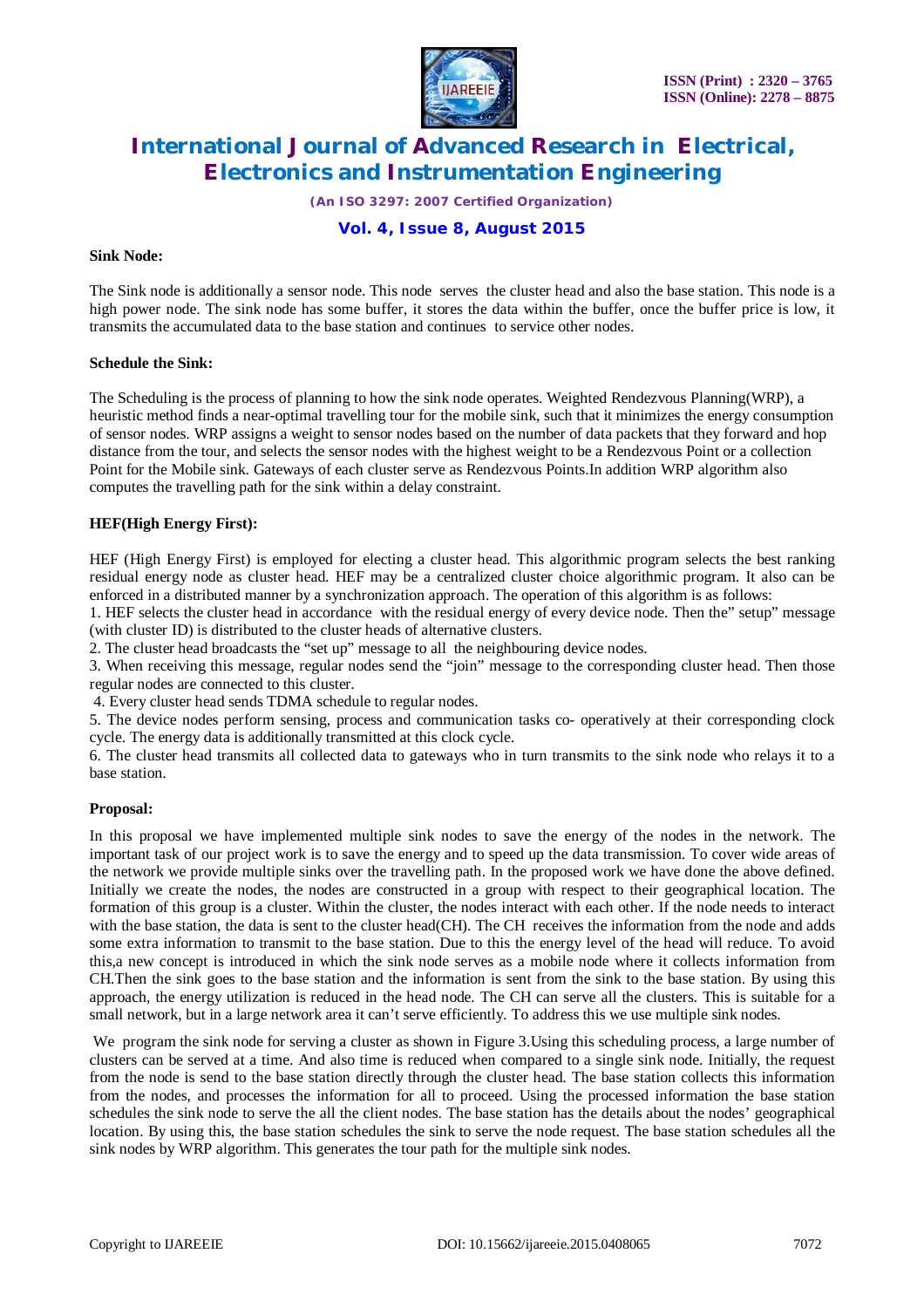**Sink Node:**

The Sink node is additionally a sensor node. This node serves the cluster head and also the base station. This node is a high power node. The sink node has some buffer, it stores the data within the buffer, once the buffer price is low, it transmits the accumulated data to the base station and continues to service other nodes.

**Schedule the Sink:**

The Scheduling is the process of planning to how the sink node operates. Weighted Rendezvous Planning(WRP), a heuristic method finds a near-optimal travelling tour for the mobile sink, such that it minimizes the energy consumption of sensor nodes. WRP assigns a weight to sensor nodes based on the number of data packets that they forward and hop distance from the tour, and selects the sensor nodes with the highest weight to be a Rendezvous Point or a collection Point for the Mobile sink. Gateways of each cluster serve as Rendezvous Points.In addition WRP algorithm also computes the travelling path for the sink within a delay constraint.

**HEF(High Energy First):**

HEF (High Energy First) is employed for electing a cluster head. This algorithmic program selects the best ranking residual energy node as cluster head. HEF may be a centralized cluster choice algorithmic program. It also can be enforced in a distributed manner by a synchronization approach. The operation of this algorithm is as follows:

1. HEF selects the cluster head in accordance with the residual energy of every device node. Then the" setup" message (with cluster ID) is distributed to the cluster heads of alternative clusters.
2. The cluster head broadcasts the "set up" message to all the neighbouring device nodes.
3. When receiving this message, regular nodes send the "join" message to the corresponding cluster head. Then those regular nodes are connected to this cluster.
4. Every cluster head sends TDMA schedule to regular nodes.
5. The device nodes perform sensing, process and communication tasks co- operatively at their corresponding clock cycle. The energy data is additionally transmitted at this clock cycle.
6. The cluster head transmits all collected data to gateways who in turn transmits to the sink node who relays it to a base station.

**Proposal:**

In this proposal we have implemented multiple sink nodes to save the energy of the nodes in the network. The important task of our project work is to save the energy and to speed up the data transmission. To cover wide areas of the network we provide multiple sinks over the travelling path. In the proposed work we have done the above defined. Initially we create the nodes, the nodes are constructed in a group with respect to their geographical location. The formation of this group is a cluster. Within the cluster, the nodes interact with each other. If the node needs to interact with the base station, the data is sent to the cluster head(CH). The CH receives the information from the node and adds some extra information to transmit to the base station. Due to this the energy level of the head will reduce. To avoid this,a new concept is introduced in which the sink node serves as a mobile node where it collects information from CH.Then the sink goes to the base station and the information is sent from the sink to the base station. By using this approach, the energy utilization is reduced in the head node. The CH can serve all the clusters. This is suitable for a small network, but in a large network area it can't serve efficiently. To address this we use multiple sink nodes.

We program the sink node for serving a cluster as shown in Figure 3.Using this scheduling process, a large number of clusters can be served at a time. And also time is reduced when compared to a single sink node. Initially, the request from the node is send to the base station directly through the cluster head. The base station collects this information from the nodes, and processes the information for all to proceed. Using the processed information the base station schedules the sink node to serve the all the client nodes. The base station has the details about the nodes' geographical location. By using this, the base station schedules the sink to serve the node request. The base station schedules all the sink nodes by WRP algorithm. This generates the tour path for the multiple sink nodes.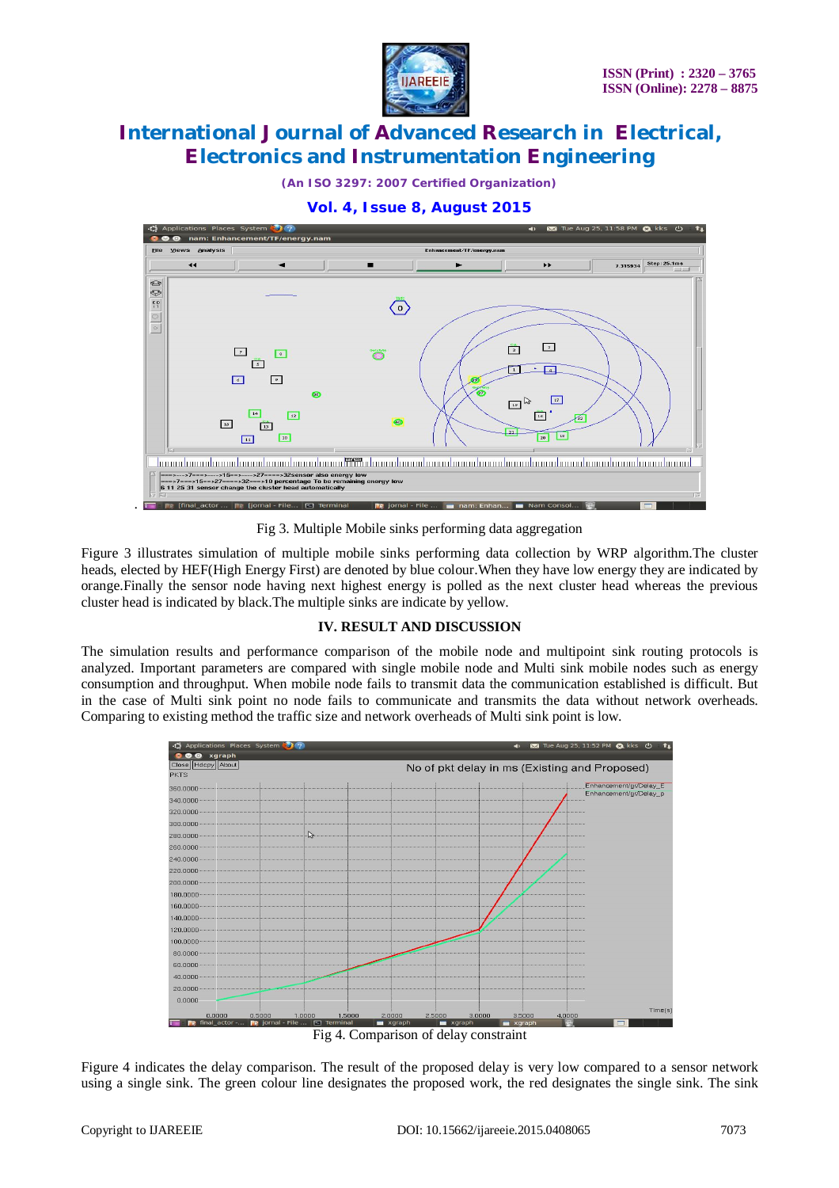Fig 3. Multiple Mobile sinks performing data aggregation

Figure 3 illustrates simulation of multiple mobile sinks performing data collection by WRP algorithm.The cluster heads, elected by HEF(High Energy First) are denoted by blue colour.When they have low energy they are indicated by orange.Finally the sensor node having next highest energy is polled as the next cluster head whereas the previous cluster head is indicated by black.The multiple sinks are indicate by yellow.

## IV. RESULT AND DISCUSSION

The simulation results and performance comparison of the mobile node and multipoint sink routing protocols is analyzed. Important parameters are compared with single mobile node and Multi sink mobile nodes such as energy consumption and throughput. When mobile node fails to transmit data the communication established is difficult. But in the case of Multi sink point no node fails to communicate and transmits the data without network overheads. Comparing to existing method the traffic size and network overheads of Multi sink point is low.

Fig 4. Comparison of delay constraint

Figure 4 indicates the delay comparison. The result of the proposed delay is very low compared to a sensor network using a single sink. The green colour line designates the proposed work, the red designates the single sink. The sink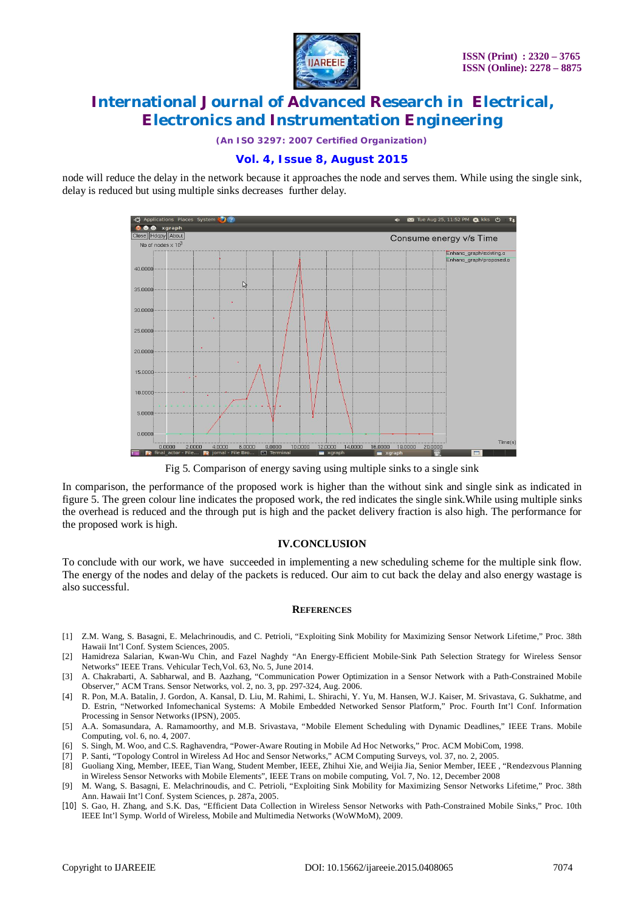node will reduce the delay in the network because it approaches the node and serves them. While using the single sink, delay is reduced but using multiple sinks decreases further delay.

Applications Places System
Tue Aug 25, 11:52 PM kks
xgraph
Close Hdcpy About
Consume energy v/s Time
No of nodes x 10$^3$
Enhanc_graph/existing.o
Enhanc_graph/proposed.o
40.0000
35.0000
30.0000
25.0000
20.0000
15.0000
10.0000
5.0000
0.0000
0.0000 2.0000 4.0000 6.0000 8.0000 10.0000 12.0000 14.0000 16.0000 18.0000 20.0000
Time(s)
final_actor - File... jornal - File Bro... Terminal xgraph xgraph

Fig 5. Comparison of energy saving using multiple sinks to a single sink

In comparison, the performance of the proposed work is higher than the without sink and single sink as indicated in figure 5. The green colour line indicates the proposed work, the red indicates the single sink.While using multiple sinks the overhead is reduced and the through put is high and the packet delivery fraction is also high. The performance for the proposed work is high.

## IV.CONCLUSION

To conclude with our work, we have succeeded in implementing a new scheduling scheme for the multiple sink flow. The energy of the nodes and delay of the packets is reduced. Our aim to cut back the delay and also energy wastage is also successful.

## REFERENCES

[1] Z.M. Wang, S. Basagni, E. Melachrinoudis, and C. Petrioli, "Exploiting Sink Mobility for Maximizing Sensor Network Lifetime," Proc. 38th Hawaii Int'l Conf. System Sciences, 2005.

[2] Hamidreza Salarian, Kwan-Wu Chin, and Fazel Naghdy "An Energy-Efficient Mobile-Sink Path Selection Strategy for Wireless Sensor Networks" IEEE Trans. Vehicular Tech,Vol. 63, No. 5, June 2014.

[3] A. Chakrabarti, A. Sabharwal, and B. Aazhang, "Communication Power Optimization in a Sensor Network with a Path-Constrained Mobile Observer," ACM Trans. Sensor Networks, vol. 2, no. 3, pp. 297-324, Aug. 2006.

[4] R. Pon, M.A. Batalin, J. Gordon, A. Kansal, D. Liu, M. Rahimi, L. Shirachi, Y. Yu, M. Hansen, W.J. Kaiser, M. Srivastava, G. Sukhatme, and D. Estrin, "Networked Infomechanical Systems: A Mobile Embedded Networked Sensor Platform," Proc. Fourth Int'l Conf. Information Processing in Sensor Networks (IPSN), 2005.

[5] A.A. Somasundara, A. Ramamoorthy, and M.B. Srivastava, "Mobile Element Scheduling with Dynamic Deadlines," IEEE Trans. Mobile Computing, vol. 6, no. 4, 2007.

[6] S. Singh, M. Woo, and C.S. Raghavendra, "Power-Aware Routing in Mobile Ad Hoc Networks," Proc. ACM MobiCom, 1998.

[7] P. Santi, "Topology Control in Wireless Ad Hoc and Sensor Networks," ACM Computing Surveys, vol. 37, no. 2, 2005.

[8] Guoliang Xing, Member, IEEE, Tian Wang, Student Member, IEEE, Zhihui Xie, and Weijia Jia, Senior Member, IEEE , "Rendezvous Planning in Wireless Sensor Networks with Mobile Elements", IEEE Trans on mobile computing, Vol. 7, No. 12, December 2008

[9] M. Wang, S. Basagni, E. Melachrinoudis, and C. Petrioli, "Exploiting Sink Mobility for Maximizing Sensor Networks Lifetime," Proc. 38th Ann. Hawaii Int'l Conf. System Sciences, p. 287a, 2005.

[10] S. Gao, H. Zhang, and S.K. Das, "Efficient Data Collection in Wireless Sensor Networks with Path-Constrained Mobile Sinks," Proc. 10th IEEE Int'l Symp. World of Wireless, Mobile and Multimedia Networks (WoWMoM), 2009.